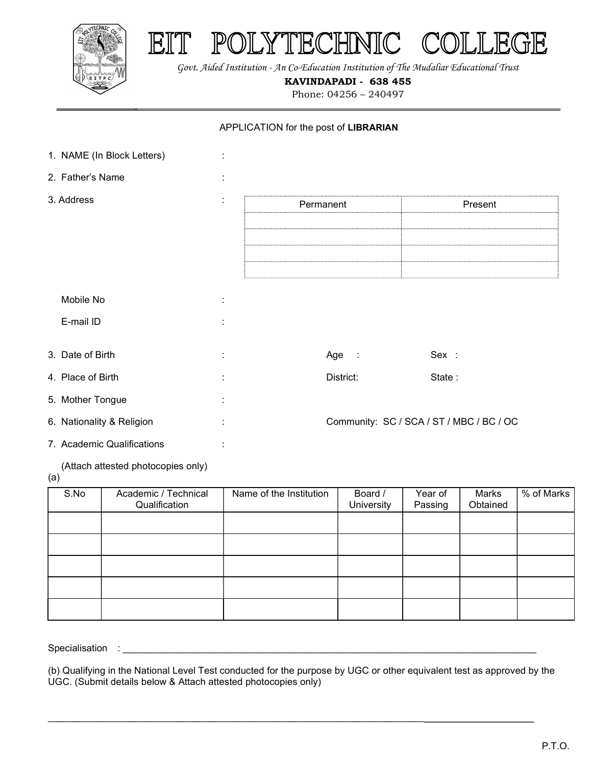# EIT POLYTECHNIC COLLEGE

*Govt. Aided Institution - An Co-Education Institution of The Mudaliar Educational Trust*

**KAVINDAPADI - 638 455**

Phone: 04256 – 240497

APPLICATION for the post of **LIBRARIAN**

1. NAME (In Block Letters) :
2. Father's Name :
3. Address :

| Permanent | Present |
|---|---|
| | |
| | |
| | |
| | |

Mobile No :

E-mail ID :

3. Date of Birth : Age : Sex :
4. Place of Birth : District: State :
5. Mother Tongue :
6. Nationality & Religion : Community: SC / SCA / ST / MBC / BC / OC
7. Academic Qualifications :

(Attach attested photocopies only)

(a)

| S.No | Academic / Technical Qualification | Name of the Institution | Board / University | Year of Passing | Marks Obtained | % of Marks |
|---|---|---|---|---|---|---|
| | | | | | | |
| | | | | | | |
| | | | | | | |
| | | | | | | |
| | | | | | | |

Specialisation : ______________________________________________________________________

(b) Qualifying in the National Level Test conducted for the purpose by UGC or other equivalent test as approved by the UGC. (Submit details below & Attach attested photocopies only)

______________________________________________________________________

P.T.O.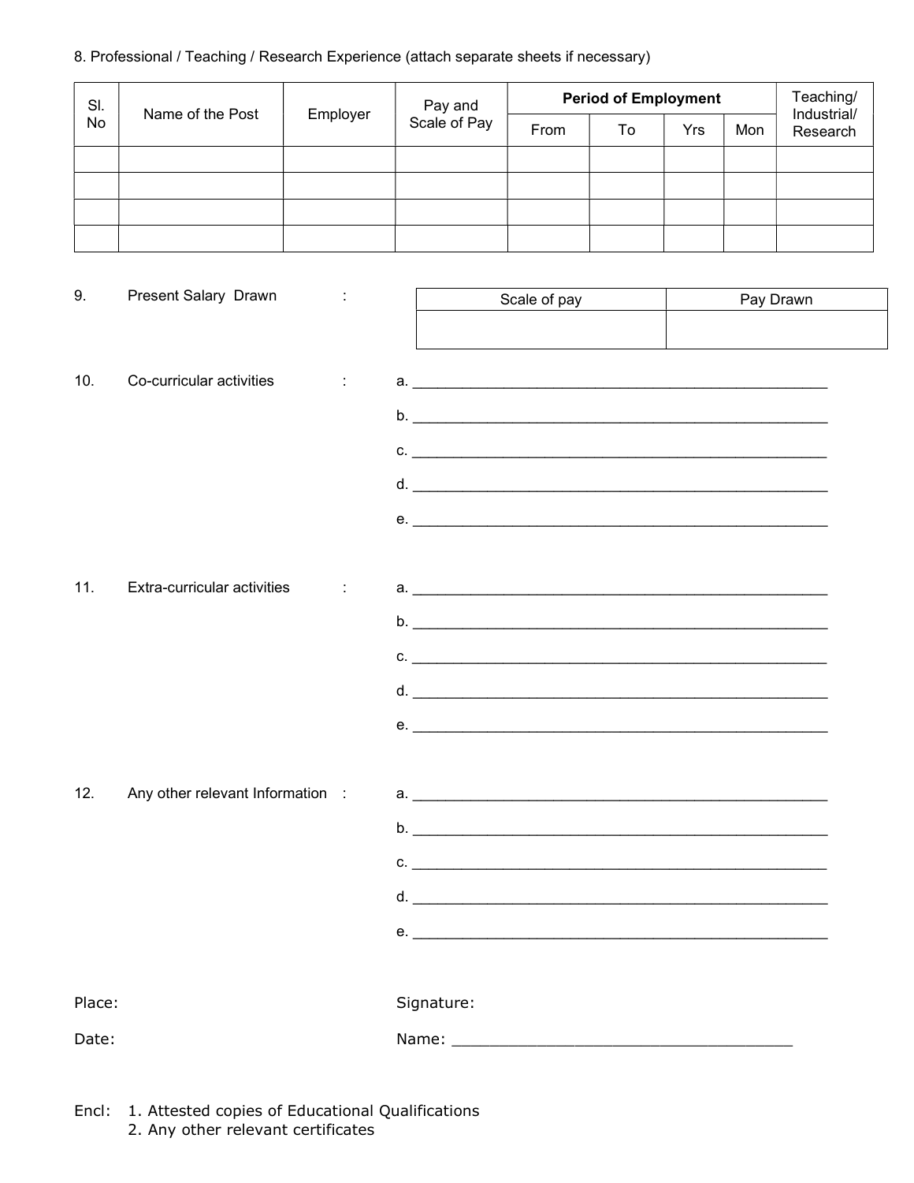8. Professional / Teaching / Research Experience (attach separate sheets if necessary)

| Sl. No | Name of the Post | Employer | Pay and Scale of Pay | **Period of Employment** | | | | Teaching/ Industrial/ Research |
|---|---|---|---|---|---|---|---|---|
| | | | | From | To | Yrs | Mon | |
| | | | | | | | | |
| | | | | | | | | |
| | | | | | | | | |
| | | | | | | | | |

9. Present Salary Drawn :

| Scale of pay | Pay Drawn |
|---|---|
| | |

10. Co-curricular activities :

a. ____________________________________________________

b. ____________________________________________________

c. ____________________________________________________

d. ____________________________________________________

e. ____________________________________________________

11. Extra-curricular activities :

a. ____________________________________________________

b. ____________________________________________________

c. ____________________________________________________

d. ____________________________________________________

e. ____________________________________________________

12. Any other relevant Information :

a. ____________________________________________________

b. ____________________________________________________

c. ____________________________________________________

d. ____________________________________________________

e. ____________________________________________________

Place: Signature:

Date: Name: ____________________________________

Encl: 1. Attested copies of Educational Qualifications
2. Any other relevant certificates